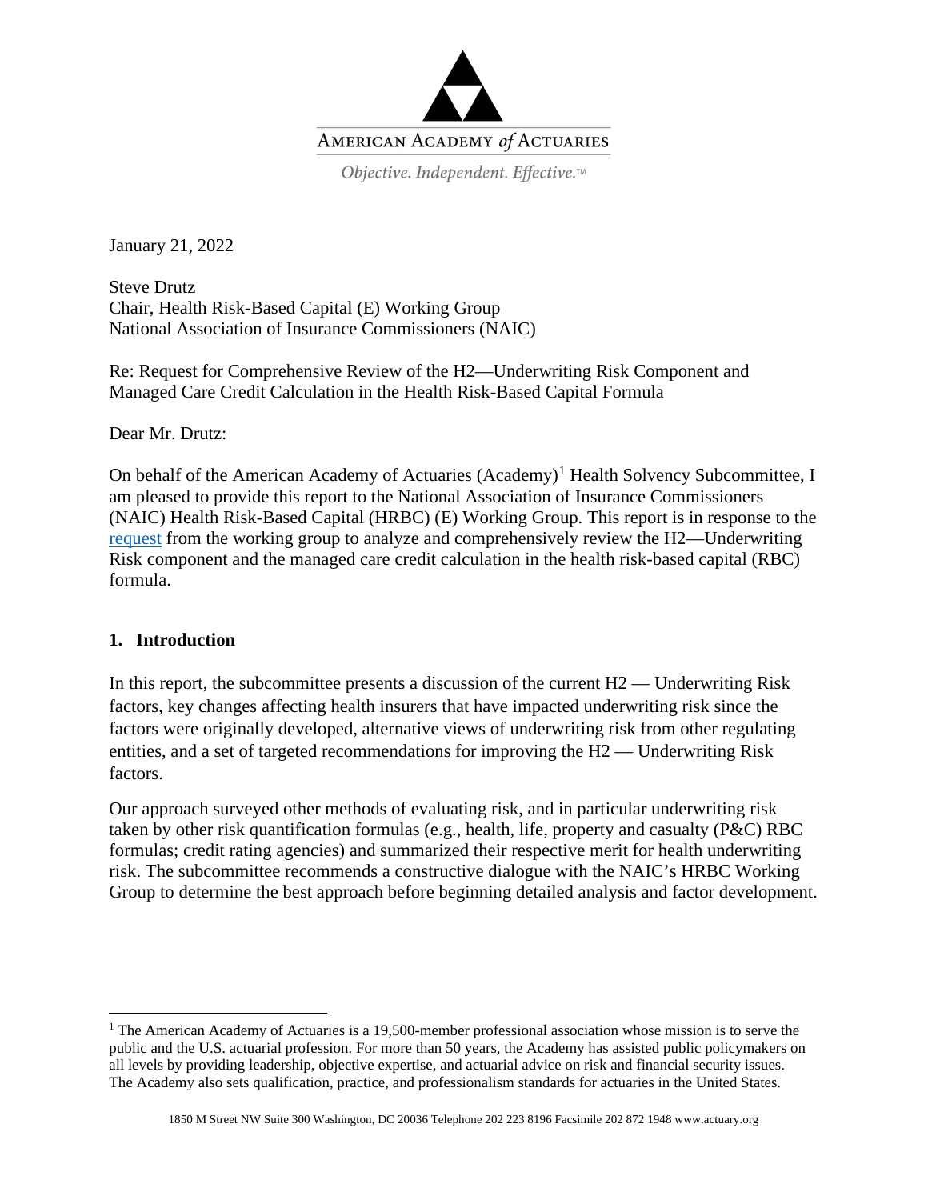AMERICAN ACADEMY *of* ACTUARIES

*Objective. Independent. Effective.*™

January 21, 2022

Steve Drutz
Chair, Health Risk-Based Capital (E) Working Group
National Association of Insurance Commissioners (NAIC)

Re: Request for Comprehensive Review of the H2—Underwriting Risk Component and Managed Care Credit Calculation in the Health Risk-Based Capital Formula

Dear Mr. Drutz:

On behalf of the American Academy of Actuaries (Academy)[1] Health Solvency Subcommittee, I am pleased to provide this report to the National Association of Insurance Commissioners (NAIC) Health Risk-Based Capital (HRBC) (E) Working Group. This report is in response to the request from the working group to analyze and comprehensively review the H2—Underwriting Risk component and the managed care credit calculation in the health risk-based capital (RBC) formula.

## 1. Introduction

In this report, the subcommittee presents a discussion of the current H2 — Underwriting Risk factors, key changes affecting health insurers that have impacted underwriting risk since the factors were originally developed, alternative views of underwriting risk from other regulating entities, and a set of targeted recommendations for improving the H2 — Underwriting Risk factors.

Our approach surveyed other methods of evaluating risk, and in particular underwriting risk taken by other risk quantification formulas (e.g., health, life, property and casualty (P&C) RBC formulas; credit rating agencies) and summarized their respective merit for health underwriting risk. The subcommittee recommends a constructive dialogue with the NAIC's HRBC Working Group to determine the best approach before beginning detailed analysis and factor development.

[1] The American Academy of Actuaries is a 19,500-member professional association whose mission is to serve the public and the U.S. actuarial profession. For more than 50 years, the Academy has assisted public policymakers on all levels by providing leadership, objective expertise, and actuarial advice on risk and financial security issues. The Academy also sets qualification, practice, and professionalism standards for actuaries in the United States.

1850 M Street NW Suite 300 Washington, DC 20036 Telephone 202 223 8196 Facsimile 202 872 1948 www.actuary.org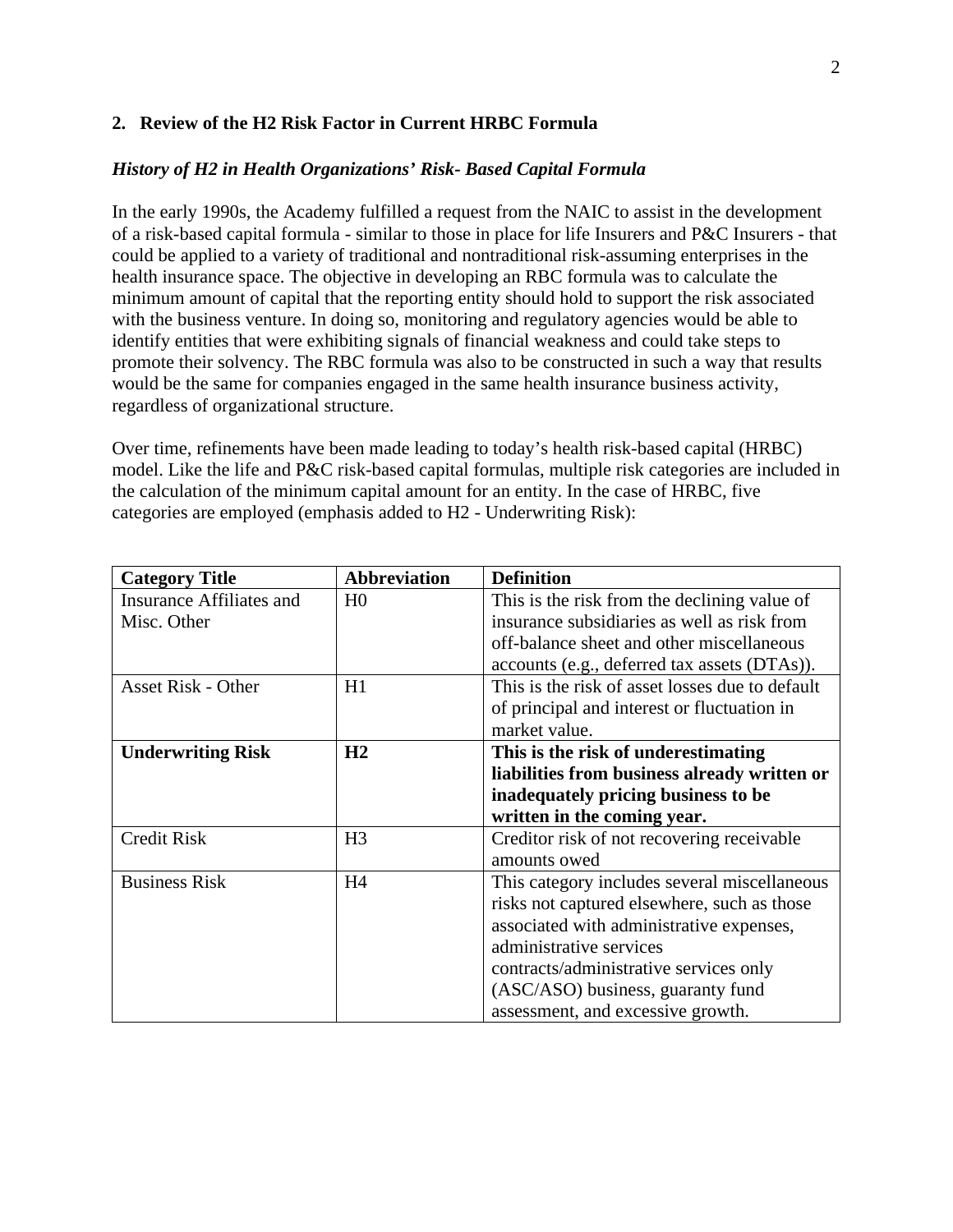## 2. Review of the H2 Risk Factor in Current HRBC Formula

### *History of H2 in Health Organizations' Risk- Based Capital Formula*

In the early 1990s, the Academy fulfilled a request from the NAIC to assist in the development of a risk-based capital formula - similar to those in place for life Insurers and P&C Insurers - that could be applied to a variety of traditional and nontraditional risk-assuming enterprises in the health insurance space. The objective in developing an RBC formula was to calculate the minimum amount of capital that the reporting entity should hold to support the risk associated with the business venture. In doing so, monitoring and regulatory agencies would be able to identify entities that were exhibiting signals of financial weakness and could take steps to promote their solvency. The RBC formula was also to be constructed in such a way that results would be the same for companies engaged in the same health insurance business activity, regardless of organizational structure.

Over time, refinements have been made leading to today's health risk-based capital (HRBC) model. Like the life and P&C risk-based capital formulas, multiple risk categories are included in the calculation of the minimum capital amount for an entity. In the case of HRBC, five categories are employed (emphasis added to H2 - Underwriting Risk):

| Category Title | Abbreviation | Definition |
|---|---|---|
| Insurance Affiliates and Misc. Other | H0 | This is the risk from the declining value of insurance subsidiaries as well as risk from off-balance sheet and other miscellaneous accounts (e.g., deferred tax assets (DTAs)). |
| Asset Risk - Other | H1 | This is the risk of asset losses due to default of principal and interest or fluctuation in market value. |
| **Underwriting Risk** | **H2** | **This is the risk of underestimating liabilities from business already written or inadequately pricing business to be written in the coming year.** |
| Credit Risk | H3 | Creditor risk of not recovering receivable amounts owed |
| Business Risk | H4 | This category includes several miscellaneous risks not captured elsewhere, such as those associated with administrative expenses, administrative services contracts/administrative services only (ASC/ASO) business, guaranty fund assessment, and excessive growth. |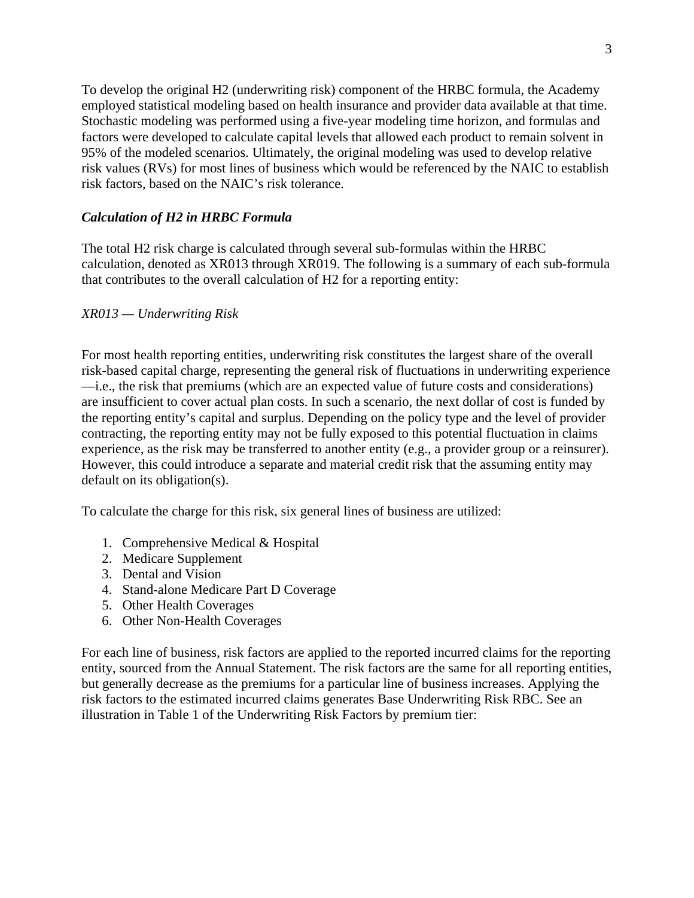To develop the original H2 (underwriting risk) component of the HRBC formula, the Academy employed statistical modeling based on health insurance and provider data available at that time. Stochastic modeling was performed using a five-year modeling time horizon, and formulas and factors were developed to calculate capital levels that allowed each product to remain solvent in 95% of the modeled scenarios. Ultimately, the original modeling was used to develop relative risk values (RVs) for most lines of business which would be referenced by the NAIC to establish risk factors, based on the NAIC's risk tolerance.

### *Calculation of H2 in HRBC Formula*

The total H2 risk charge is calculated through several sub-formulas within the HRBC calculation, denoted as XR013 through XR019. The following is a summary of each sub-formula that contributes to the overall calculation of H2 for a reporting entity:

*XR013 — Underwriting Risk*

For most health reporting entities, underwriting risk constitutes the largest share of the overall risk-based capital charge, representing the general risk of fluctuations in underwriting experience —i.e., the risk that premiums (which are an expected value of future costs and considerations) are insufficient to cover actual plan costs. In such a scenario, the next dollar of cost is funded by the reporting entity's capital and surplus. Depending on the policy type and the level of provider contracting, the reporting entity may not be fully exposed to this potential fluctuation in claims experience, as the risk may be transferred to another entity (e.g., a provider group or a reinsurer). However, this could introduce a separate and material credit risk that the assuming entity may default on its obligation(s).

To calculate the charge for this risk, six general lines of business are utilized:

1. Comprehensive Medical & Hospital
2. Medicare Supplement
3. Dental and Vision
4. Stand-alone Medicare Part D Coverage
5. Other Health Coverages
6. Other Non-Health Coverages

For each line of business, risk factors are applied to the reported incurred claims for the reporting entity, sourced from the Annual Statement. The risk factors are the same for all reporting entities, but generally decrease as the premiums for a particular line of business increases. Applying the risk factors to the estimated incurred claims generates Base Underwriting Risk RBC. See an illustration in Table 1 of the Underwriting Risk Factors by premium tier: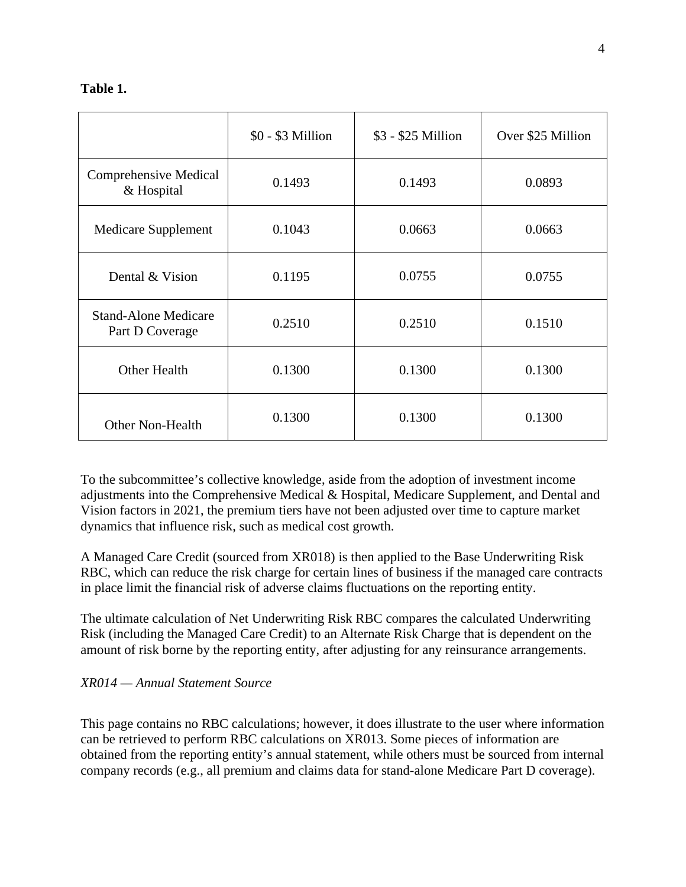**Table 1.**

| | \$0 - \$3 Million | \$3 - \$25 Million | Over \$25 Million |
|---|---|---|---|
| Comprehensive Medical & Hospital | 0.1493 | 0.1493 | 0.0893 |
| Medicare Supplement | 0.1043 | 0.0663 | 0.0663 |
| Dental & Vision | 0.1195 | 0.0755 | 0.0755 |
| Stand-Alone Medicare Part D Coverage | 0.2510 | 0.2510 | 0.1510 |
| Other Health | 0.1300 | 0.1300 | 0.1300 |
| Other Non-Health | 0.1300 | 0.1300 | 0.1300 |

To the subcommittee's collective knowledge, aside from the adoption of investment income adjustments into the Comprehensive Medical & Hospital, Medicare Supplement, and Dental and Vision factors in 2021, the premium tiers have not been adjusted over time to capture market dynamics that influence risk, such as medical cost growth.

A Managed Care Credit (sourced from XR018) is then applied to the Base Underwriting Risk RBC, which can reduce the risk charge for certain lines of business if the managed care contracts in place limit the financial risk of adverse claims fluctuations on the reporting entity.

The ultimate calculation of Net Underwriting Risk RBC compares the calculated Underwriting Risk (including the Managed Care Credit) to an Alternate Risk Charge that is dependent on the amount of risk borne by the reporting entity, after adjusting for any reinsurance arrangements.

*XR014 — Annual Statement Source*

This page contains no RBC calculations; however, it does illustrate to the user where information can be retrieved to perform RBC calculations on XR013. Some pieces of information are obtained from the reporting entity's annual statement, while others must be sourced from internal company records (e.g., all premium and claims data for stand-alone Medicare Part D coverage).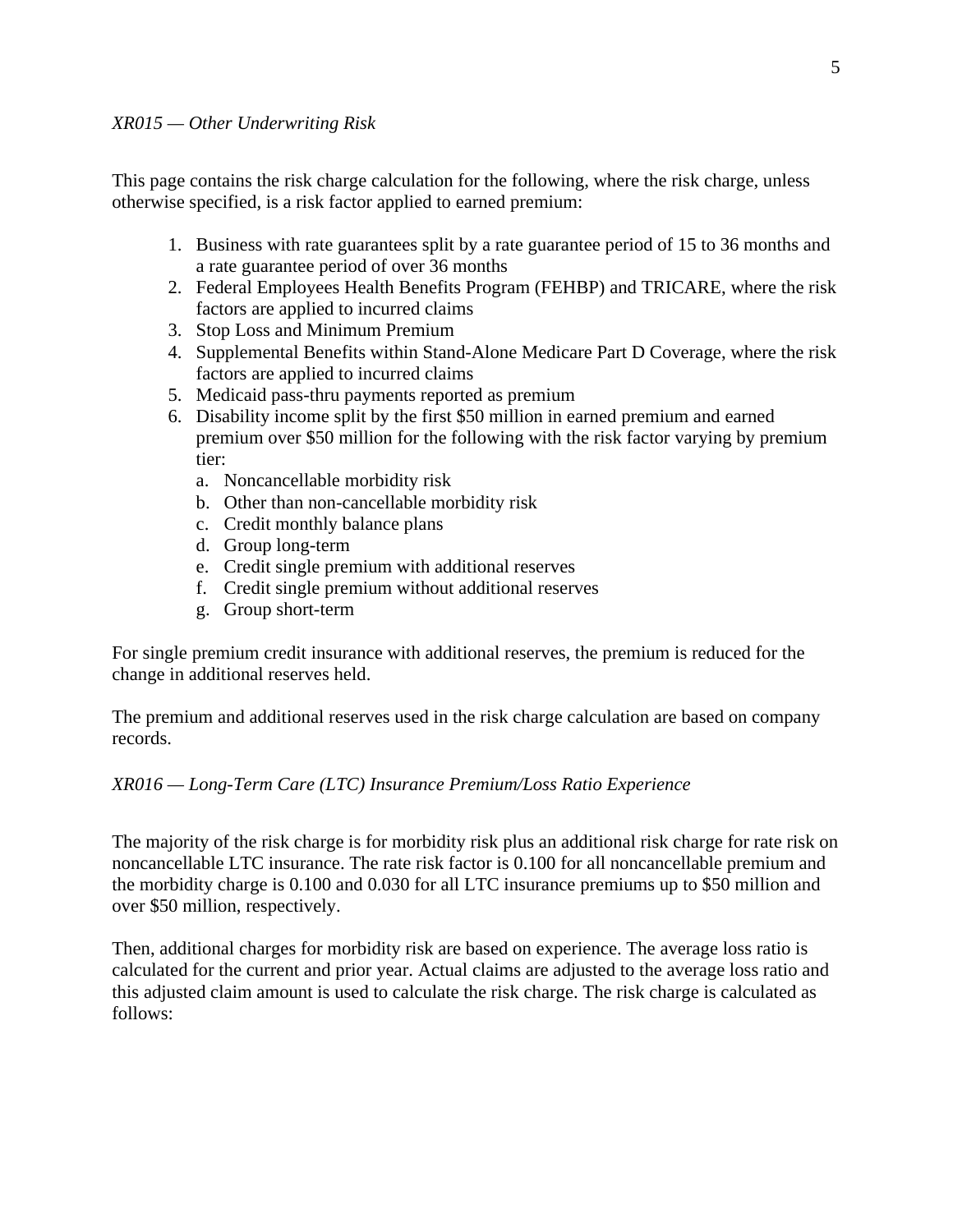*XR015 — Other Underwriting Risk*

This page contains the risk charge calculation for the following, where the risk charge, unless otherwise specified, is a risk factor applied to earned premium:

1. Business with rate guarantees split by a rate guarantee period of 15 to 36 months and a rate guarantee period of over 36 months
2. Federal Employees Health Benefits Program (FEHBP) and TRICARE, where the risk factors are applied to incurred claims
3. Stop Loss and Minimum Premium
4. Supplemental Benefits within Stand-Alone Medicare Part D Coverage, where the risk factors are applied to incurred claims
5. Medicaid pass-thru payments reported as premium
6. Disability income split by the first $50 million in earned premium and earned premium over $50 million for the following with the risk factor varying by premium tier:
   a. Noncancellable morbidity risk
   b. Other than non-cancellable morbidity risk
   c. Credit monthly balance plans
   d. Group long-term
   e. Credit single premium with additional reserves
   f. Credit single premium without additional reserves
   g. Group short-term

For single premium credit insurance with additional reserves, the premium is reduced for the change in additional reserves held.

The premium and additional reserves used in the risk charge calculation are based on company records.

*XR016 — Long-Term Care (LTC) Insurance Premium/Loss Ratio Experience*

The majority of the risk charge is for morbidity risk plus an additional risk charge for rate risk on noncancellable LTC insurance. The rate risk factor is 0.100 for all noncancellable premium and the morbidity charge is 0.100 and 0.030 for all LTC insurance premiums up to $50 million and over $50 million, respectively.

Then, additional charges for morbidity risk are based on experience. The average loss ratio is calculated for the current and prior year. Actual claims are adjusted to the average loss ratio and this adjusted claim amount is used to calculate the risk charge. The risk charge is calculated as follows: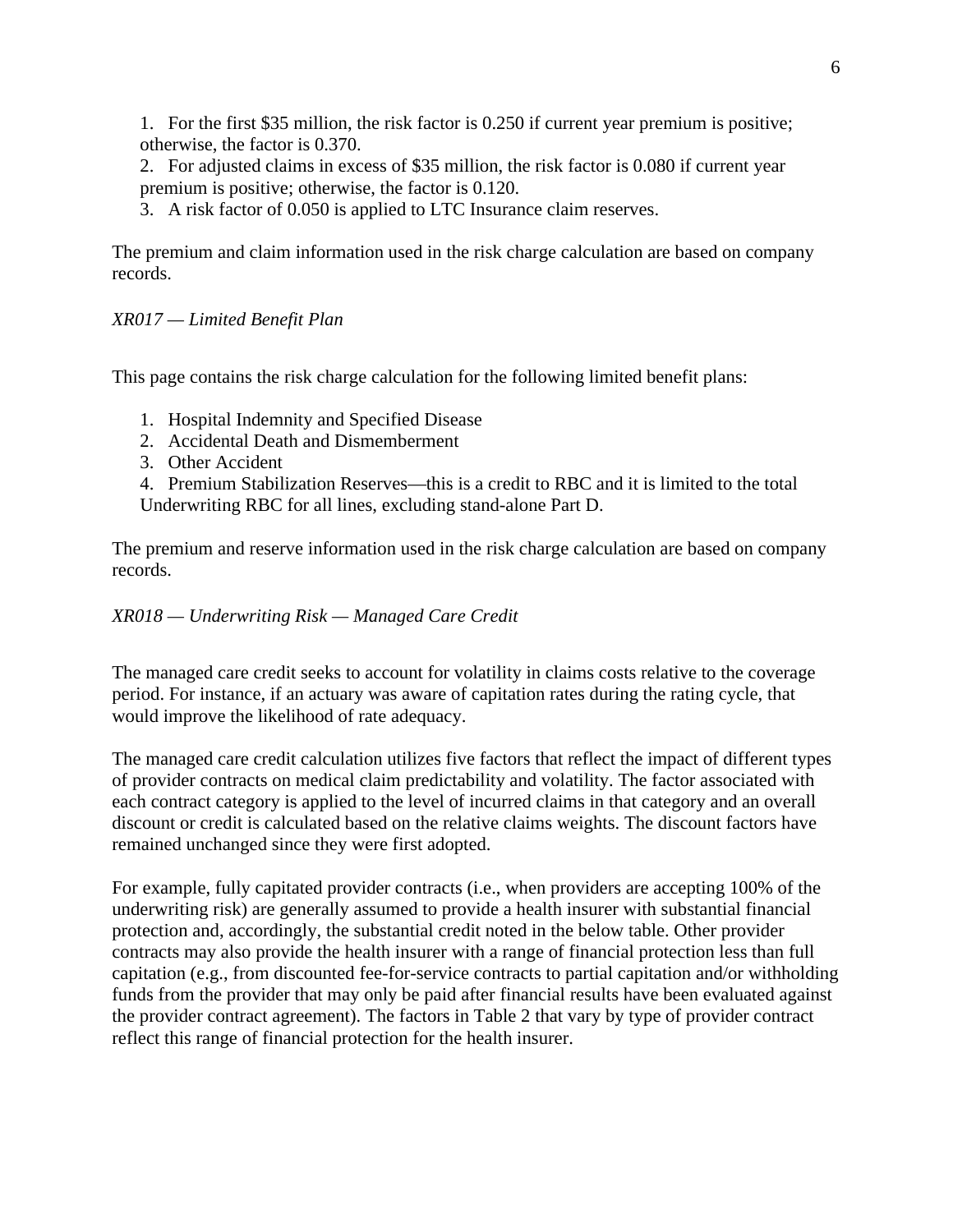1. For the first $35 million, the risk factor is 0.250 if current year premium is positive; otherwise, the factor is 0.370.
2. For adjusted claims in excess of $35 million, the risk factor is 0.080 if current year premium is positive; otherwise, the factor is 0.120.
3. A risk factor of 0.050 is applied to LTC Insurance claim reserves.

The premium and claim information used in the risk charge calculation are based on company records.

*XR017 — Limited Benefit Plan*

This page contains the risk charge calculation for the following limited benefit plans:

1. Hospital Indemnity and Specified Disease
2. Accidental Death and Dismemberment
3. Other Accident
4. Premium Stabilization Reserves—this is a credit to RBC and it is limited to the total Underwriting RBC for all lines, excluding stand-alone Part D.

The premium and reserve information used in the risk charge calculation are based on company records.

*XR018 — Underwriting Risk — Managed Care Credit*

The managed care credit seeks to account for volatility in claims costs relative to the coverage period. For instance, if an actuary was aware of capitation rates during the rating cycle, that would improve the likelihood of rate adequacy.

The managed care credit calculation utilizes five factors that reflect the impact of different types of provider contracts on medical claim predictability and volatility. The factor associated with each contract category is applied to the level of incurred claims in that category and an overall discount or credit is calculated based on the relative claims weights. The discount factors have remained unchanged since they were first adopted.

For example, fully capitated provider contracts (i.e., when providers are accepting 100% of the underwriting risk) are generally assumed to provide a health insurer with substantial financial protection and, accordingly, the substantial credit noted in the below table. Other provider contracts may also provide the health insurer with a range of financial protection less than full capitation (e.g., from discounted fee-for-service contracts to partial capitation and/or withholding funds from the provider that may only be paid after financial results have been evaluated against the provider contract agreement). The factors in Table 2 that vary by type of provider contract reflect this range of financial protection for the health insurer.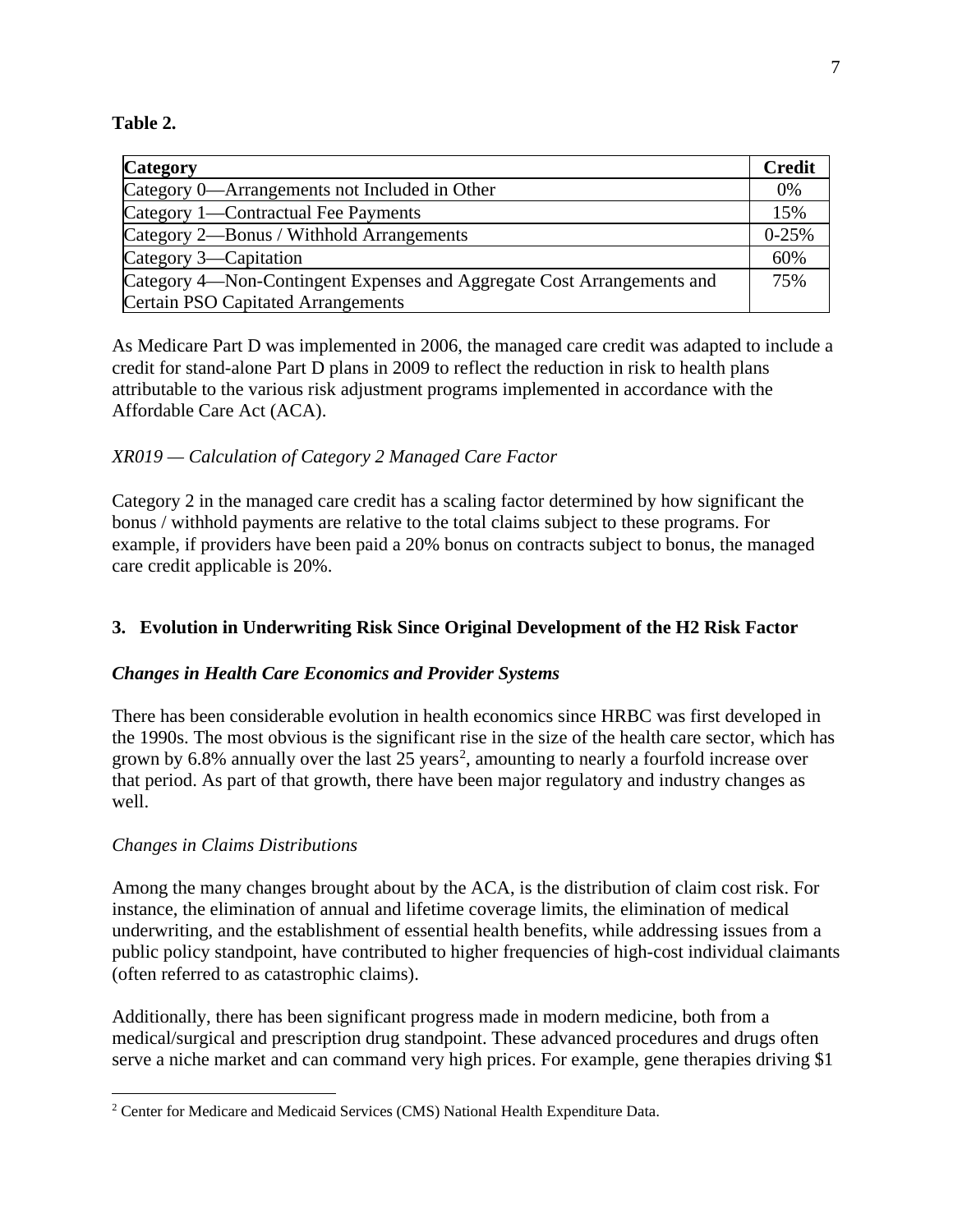**Table 2.**

| Category | Credit |
| --- | --- |
| Category 0—Arrangements not Included in Other | 0% |
| Category 1—Contractual Fee Payments | 15% |
| Category 2—Bonus / Withhold Arrangements | 0-25% |
| Category 3—Capitation | 60% |
| Category 4—Non-Contingent Expenses and Aggregate Cost Arrangements and Certain PSO Capitated Arrangements | 75% |

As Medicare Part D was implemented in 2006, the managed care credit was adapted to include a credit for stand-alone Part D plans in 2009 to reflect the reduction in risk to health plans attributable to the various risk adjustment programs implemented in accordance with the Affordable Care Act (ACA).

*XR019 — Calculation of Category 2 Managed Care Factor*

Category 2 in the managed care credit has a scaling factor determined by how significant the bonus / withhold payments are relative to the total claims subject to these programs. For example, if providers have been paid a 20% bonus on contracts subject to bonus, the managed care credit applicable is 20%.

## 3. Evolution in Underwriting Risk Since Original Development of the H2 Risk Factor

***Changes in Health Care Economics and Provider Systems***

There has been considerable evolution in health economics since HRBC was first developed in the 1990s. The most obvious is the significant rise in the size of the health care sector, which has grown by 6.8% annually over the last 25 years[2], amounting to nearly a fourfold increase over that period. As part of that growth, there have been major regulatory and industry changes as well.

*Changes in Claims Distributions*

Among the many changes brought about by the ACA, is the distribution of claim cost risk. For instance, the elimination of annual and lifetime coverage limits, the elimination of medical underwriting, and the establishment of essential health benefits, while addressing issues from a public policy standpoint, have contributed to higher frequencies of high-cost individual claimants (often referred to as catastrophic claims).

Additionally, there has been significant progress made in modern medicine, both from a medical/surgical and prescription drug standpoint. These advanced procedures and drugs often serve a niche market and can command very high prices. For example, gene therapies driving $1

[2] Center for Medicare and Medicaid Services (CMS) National Health Expenditure Data.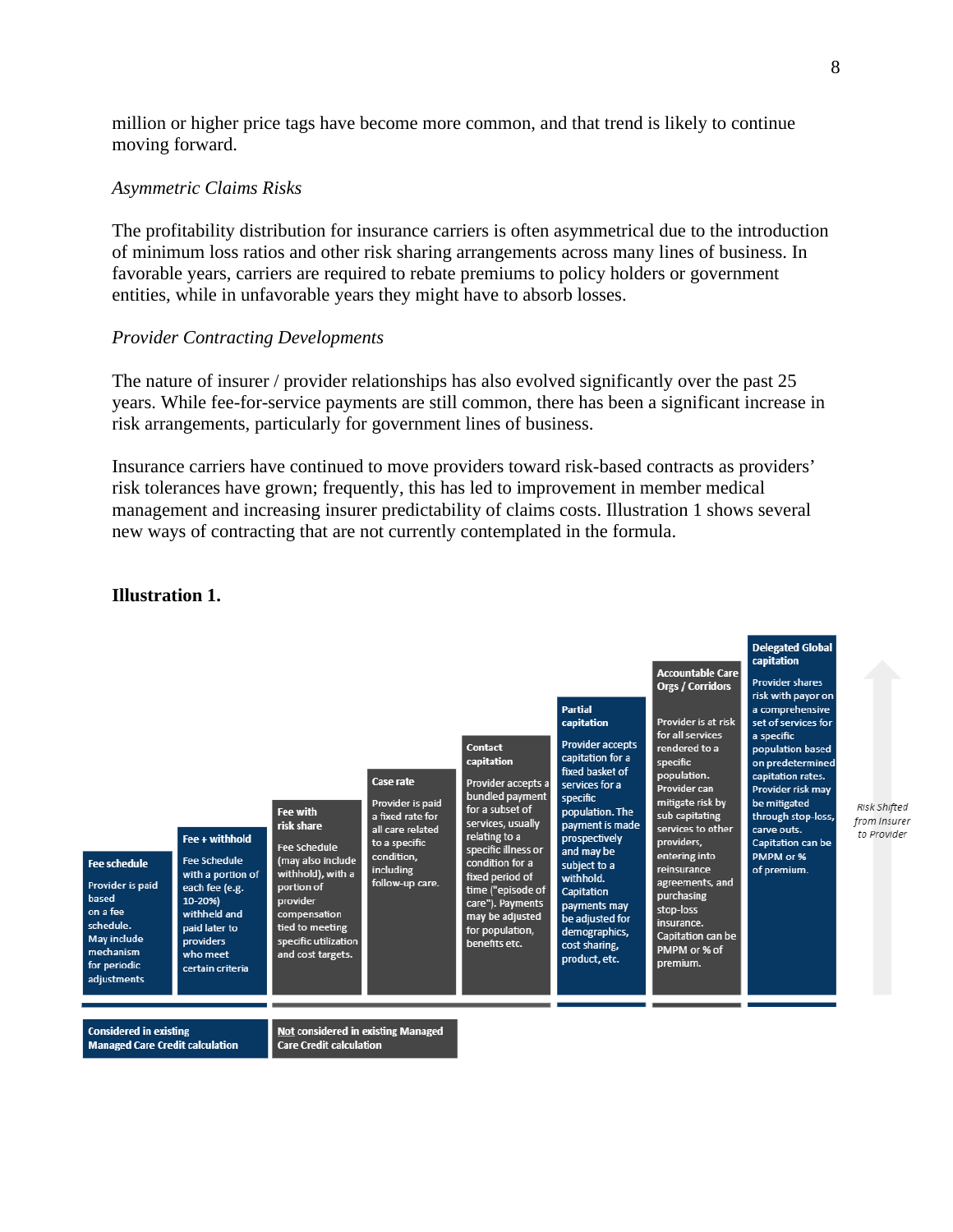million or higher price tags have become more common, and that trend is likely to continue moving forward.

*Asymmetric Claims Risks*

The profitability distribution for insurance carriers is often asymmetrical due to the introduction of minimum loss ratios and other risk sharing arrangements across many lines of business. In favorable years, carriers are required to rebate premiums to policy holders or government entities, while in unfavorable years they might have to absorb losses.

*Provider Contracting Developments*

The nature of insurer / provider relationships has also evolved significantly over the past 25 years. While fee-for-service payments are still common, there has been a significant increase in risk arrangements, particularly for government lines of business.

Insurance carriers have continued to move providers toward risk-based contracts as providers' risk tolerances have grown; frequently, this has led to improvement in member medical management and increasing insurer predictability of claims costs. Illustration 1 shows several new ways of contracting that are not currently contemplated in the formula.

**Illustration 1.**

**Fee schedule**

Provider is paid based on a fee schedule. May include mechanism for periodic adjustments

**Fee + withhold**

Fee Schedule with a portion of each fee (e.g. 10-20%) withheld and paid later to providers who meet certain criteria

**Fee with risk share**

Fee Schedule (may also include withhold), with a portion of provider compensation tied to meeting specific utilization and cost targets.

**Case rate**

Provider is paid a fixed rate for all care related to a specific condition, including follow-up care.

**Contact capitation**

Provider accepts a bundled payment for a subset of services, usually relating to a specific illness or condition for a fixed period of time ("episode of care"). Payments may be adjusted for population, benefits etc.

**Partial capitation**

Provider accepts capitation for a fixed basket of services for a specific population. The payment is made prospectively and may be subject to a withhold. Capitation payments may be adjusted for demographics, cost sharing, product, etc.

**Accountable Care Orgs / Corridors**

Provider is at risk for all services rendered to a specific population. Provider can mitigate risk by sub capitating services to other providers, entering into reinsurance agreements, and purchasing stop-loss insurance. Capitation can be PMPM or % of premium.

**Delegated Global capitation**

Provider shares risk with payor on a comprehensive set of services for a specific population based on predetermined capitation rates. Provider risk may be mitigated through stop-loss, carve outs. Capitation can be PMPM or % of premium.

*Risk Shifted from Insurer to Provider*

Considered in existing Managed Care Credit calculation

Not considered in existing Managed Care Credit calculation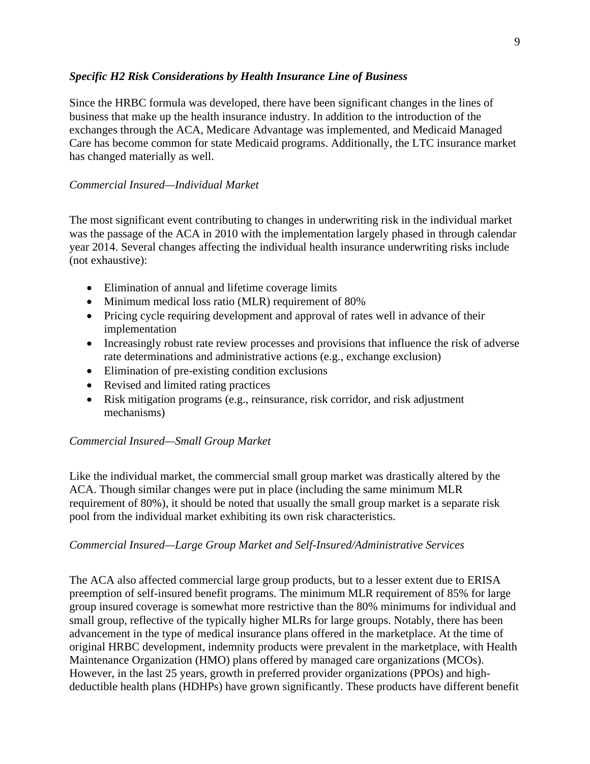### ***Specific H2 Risk Considerations by Health Insurance Line of Business***

Since the HRBC formula was developed, there have been significant changes in the lines of business that make up the health insurance industry. In addition to the introduction of the exchanges through the ACA, Medicare Advantage was implemented, and Medicaid Managed Care has become common for state Medicaid programs. Additionally, the LTC insurance market has changed materially as well.

#### *Commercial Insured—Individual Market*

The most significant event contributing to changes in underwriting risk in the individual market was the passage of the ACA in 2010 with the implementation largely phased in through calendar year 2014. Several changes affecting the individual health insurance underwriting risks include (not exhaustive):

- Elimination of annual and lifetime coverage limits
- Minimum medical loss ratio (MLR) requirement of 80%
- Pricing cycle requiring development and approval of rates well in advance of their implementation
- Increasingly robust rate review processes and provisions that influence the risk of adverse rate determinations and administrative actions (e.g., exchange exclusion)
- Elimination of pre-existing condition exclusions
- Revised and limited rating practices
- Risk mitigation programs (e.g., reinsurance, risk corridor, and risk adjustment mechanisms)

#### *Commercial Insured—Small Group Market*

Like the individual market, the commercial small group market was drastically altered by the ACA. Though similar changes were put in place (including the same minimum MLR requirement of 80%), it should be noted that usually the small group market is a separate risk pool from the individual market exhibiting its own risk characteristics.

#### *Commercial Insured—Large Group Market and Self-Insured/Administrative Services*

The ACA also affected commercial large group products, but to a lesser extent due to ERISA preemption of self-insured benefit programs. The minimum MLR requirement of 85% for large group insured coverage is somewhat more restrictive than the 80% minimums for individual and small group, reflective of the typically higher MLRs for large groups. Notably, there has been advancement in the type of medical insurance plans offered in the marketplace. At the time of original HRBC development, indemnity products were prevalent in the marketplace, with Health Maintenance Organization (HMO) plans offered by managed care organizations (MCOs). However, in the last 25 years, growth in preferred provider organizations (PPOs) and high-deductible health plans (HDHPs) have grown significantly. These products have different benefit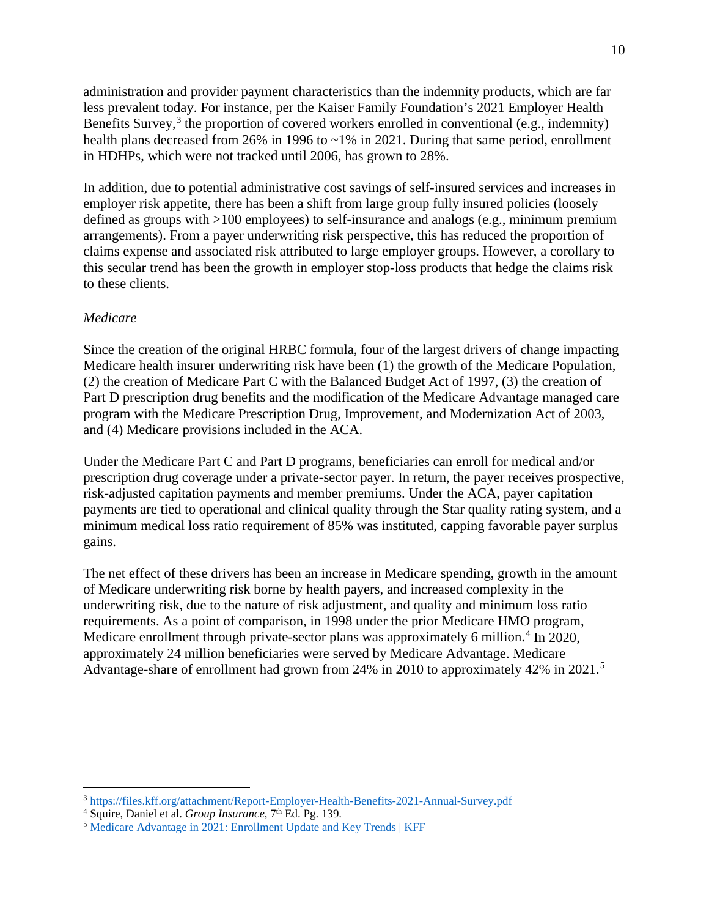administration and provider payment characteristics than the indemnity products, which are far less prevalent today. For instance, per the Kaiser Family Foundation's 2021 Employer Health Benefits Survey,[3] the proportion of covered workers enrolled in conventional (e.g., indemnity) health plans decreased from 26% in 1996 to ~1% in 2021. During that same period, enrollment in HDHPs, which were not tracked until 2006, has grown to 28%.

In addition, due to potential administrative cost savings of self-insured services and increases in employer risk appetite, there has been a shift from large group fully insured policies (loosely defined as groups with >100 employees) to self-insurance and analogs (e.g., minimum premium arrangements). From a payer underwriting risk perspective, this has reduced the proportion of claims expense and associated risk attributed to large employer groups. However, a corollary to this secular trend has been the growth in employer stop-loss products that hedge the claims risk to these clients.

*Medicare*

Since the creation of the original HRBC formula, four of the largest drivers of change impacting Medicare health insurer underwriting risk have been (1) the growth of the Medicare Population, (2) the creation of Medicare Part C with the Balanced Budget Act of 1997, (3) the creation of Part D prescription drug benefits and the modification of the Medicare Advantage managed care program with the Medicare Prescription Drug, Improvement, and Modernization Act of 2003, and (4) Medicare provisions included in the ACA.

Under the Medicare Part C and Part D programs, beneficiaries can enroll for medical and/or prescription drug coverage under a private-sector payer. In return, the payer receives prospective, risk-adjusted capitation payments and member premiums. Under the ACA, payer capitation payments are tied to operational and clinical quality through the Star quality rating system, and a minimum medical loss ratio requirement of 85% was instituted, capping favorable payer surplus gains.

The net effect of these drivers has been an increase in Medicare spending, growth in the amount of Medicare underwriting risk borne by health payers, and increased complexity in the underwriting risk, due to the nature of risk adjustment, and quality and minimum loss ratio requirements. As a point of comparison, in 1998 under the prior Medicare HMO program, Medicare enrollment through private-sector plans was approximately 6 million.[4] In 2020, approximately 24 million beneficiaries were served by Medicare Advantage. Medicare Advantage-share of enrollment had grown from 24% in 2010 to approximately 42% in 2021.[5]

---

[3] https://files.kff.org/attachment/Report-Employer-Health-Benefits-2021-Annual-Survey.pdf

[4] Squire, Daniel et al. *Group Insurance*, 7th Ed. Pg. 139.

[5] Medicare Advantage in 2021: Enrollment Update and Key Trends | KFF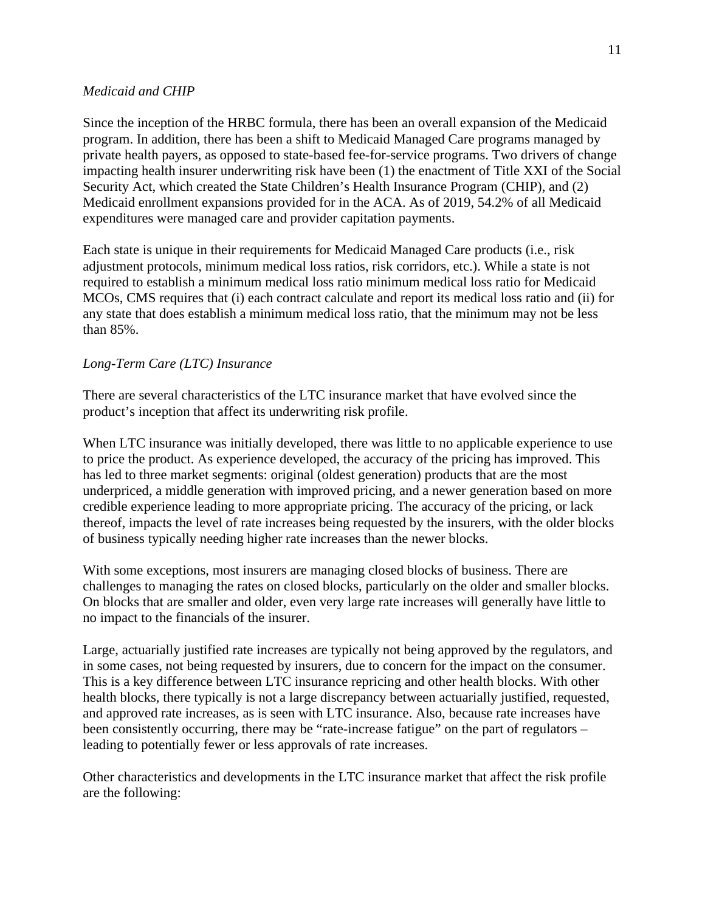*Medicaid and CHIP*

Since the inception of the HRBC formula, there has been an overall expansion of the Medicaid program. In addition, there has been a shift to Medicaid Managed Care programs managed by private health payers, as opposed to state-based fee-for-service programs. Two drivers of change impacting health insurer underwriting risk have been (1) the enactment of Title XXI of the Social Security Act, which created the State Children's Health Insurance Program (CHIP), and (2) Medicaid enrollment expansions provided for in the ACA. As of 2019, 54.2% of all Medicaid expenditures were managed care and provider capitation payments.

Each state is unique in their requirements for Medicaid Managed Care products (i.e., risk adjustment protocols, minimum medical loss ratios, risk corridors, etc.). While a state is not required to establish a minimum medical loss ratio minimum medical loss ratio for Medicaid MCOs, CMS requires that (i) each contract calculate and report its medical loss ratio and (ii) for any state that does establish a minimum medical loss ratio, that the minimum may not be less than 85%.

*Long-Term Care (LTC) Insurance*

There are several characteristics of the LTC insurance market that have evolved since the product's inception that affect its underwriting risk profile.

When LTC insurance was initially developed, there was little to no applicable experience to use to price the product. As experience developed, the accuracy of the pricing has improved. This has led to three market segments: original (oldest generation) products that are the most underpriced, a middle generation with improved pricing, and a newer generation based on more credible experience leading to more appropriate pricing. The accuracy of the pricing, or lack thereof, impacts the level of rate increases being requested by the insurers, with the older blocks of business typically needing higher rate increases than the newer blocks.

With some exceptions, most insurers are managing closed blocks of business. There are challenges to managing the rates on closed blocks, particularly on the older and smaller blocks. On blocks that are smaller and older, even very large rate increases will generally have little to no impact to the financials of the insurer.

Large, actuarially justified rate increases are typically not being approved by the regulators, and in some cases, not being requested by insurers, due to concern for the impact on the consumer. This is a key difference between LTC insurance repricing and other health blocks. With other health blocks, there typically is not a large discrepancy between actuarially justified, requested, and approved rate increases, as is seen with LTC insurance. Also, because rate increases have been consistently occurring, there may be "rate-increase fatigue" on the part of regulators – leading to potentially fewer or less approvals of rate increases.

Other characteristics and developments in the LTC insurance market that affect the risk profile are the following: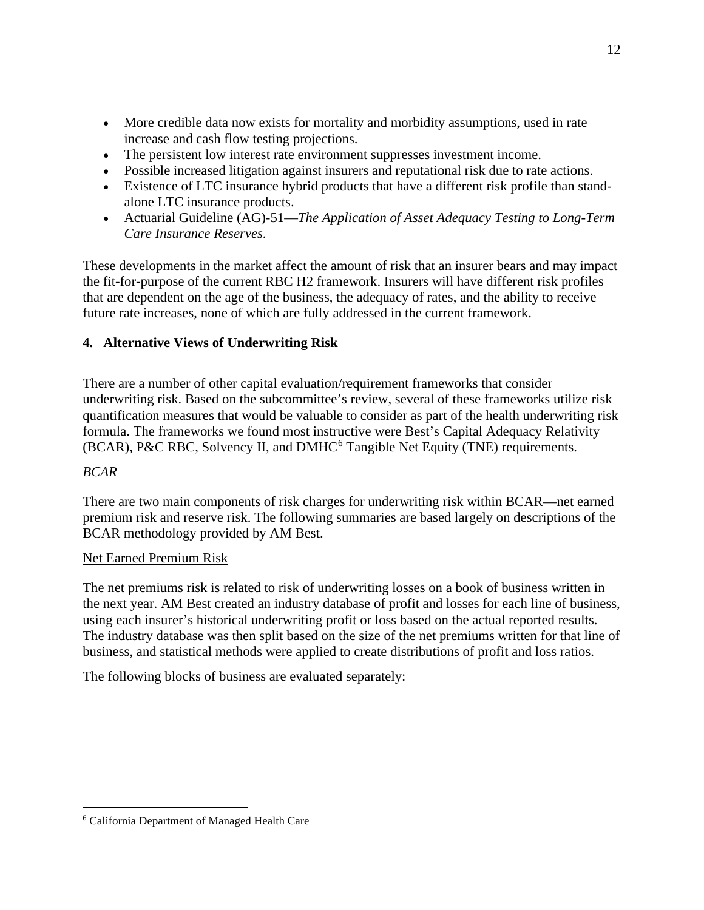- More credible data now exists for mortality and morbidity assumptions, used in rate increase and cash flow testing projections.
- The persistent low interest rate environment suppresses investment income.
- Possible increased litigation against insurers and reputational risk due to rate actions.
- Existence of LTC insurance hybrid products that have a different risk profile than stand-alone LTC insurance products.
- Actuarial Guideline (AG)-51—*The Application of Asset Adequacy Testing to Long-Term Care Insurance Reserves*.

These developments in the market affect the amount of risk that an insurer bears and may impact the fit-for-purpose of the current RBC H2 framework. Insurers will have different risk profiles that are dependent on the age of the business, the adequacy of rates, and the ability to receive future rate increases, none of which are fully addressed in the current framework.

## 4. Alternative Views of Underwriting Risk

There are a number of other capital evaluation/requirement frameworks that consider underwriting risk. Based on the subcommittee's review, several of these frameworks utilize risk quantification measures that would be valuable to consider as part of the health underwriting risk formula. The frameworks we found most instructive were Best's Capital Adequacy Relativity (BCAR), P&C RBC, Solvency II, and DMHC[6] Tangible Net Equity (TNE) requirements.

*BCAR*

There are two main components of risk charges for underwriting risk within BCAR—net earned premium risk and reserve risk. The following summaries are based largely on descriptions of the BCAR methodology provided by AM Best.

Net Earned Premium Risk

The net premiums risk is related to risk of underwriting losses on a book of business written in the next year. AM Best created an industry database of profit and losses for each line of business, using each insurer's historical underwriting profit or loss based on the actual reported results. The industry database was then split based on the size of the net premiums written for that line of business, and statistical methods were applied to create distributions of profit and loss ratios.

The following blocks of business are evaluated separately:

[6] California Department of Managed Health Care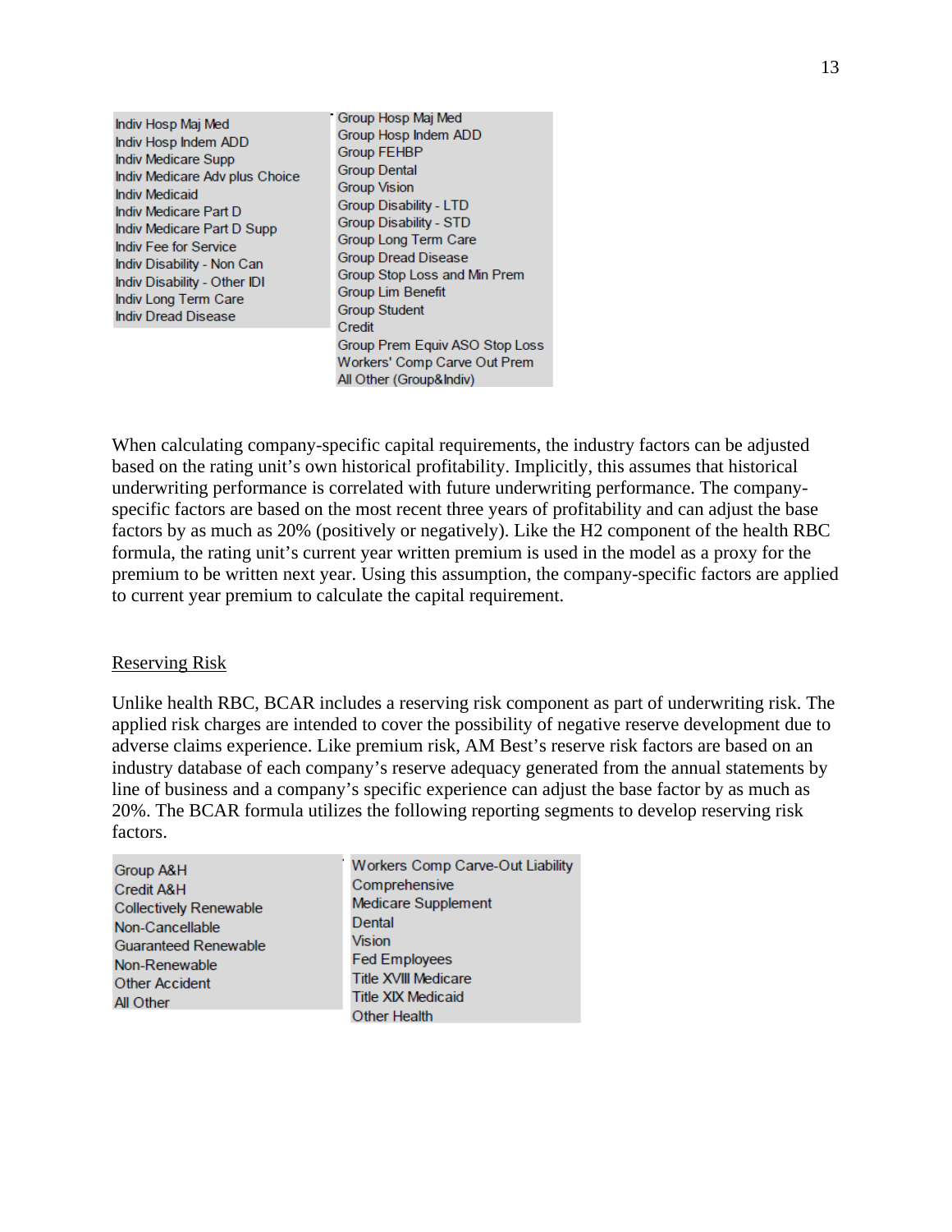| | |
|---|---|
| Indiv Hosp Maj Med | Group Hosp Maj Med |
| Indiv Hosp Indem ADD | Group Hosp Indem ADD |
| Indiv Medicare Supp | Group FEHBP |
| Indiv Medicare Adv plus Choice | Group Dental |
| Indiv Medicaid | Group Vision |
| Indiv Medicare Part D | Group Disability - LTD |
| Indiv Medicare Part D Supp | Group Disability - STD |
| Indiv Fee for Service | Group Long Term Care |
| Indiv Disability - Non Can | Group Dread Disease |
| Indiv Disability - Other IDI | Group Stop Loss and Min Prem |
| Indiv Long Term Care | Group Lim Benefit |
| Indiv Dread Disease | Group Student |
| | Credit |
| | Group Prem Equiv ASO Stop Loss |
| | Workers' Comp Carve Out Prem |
| | All Other (Group&Indiv) |

When calculating company-specific capital requirements, the industry factors can be adjusted based on the rating unit's own historical profitability. Implicitly, this assumes that historical underwriting performance is correlated with future underwriting performance. The company-specific factors are based on the most recent three years of profitability and can adjust the base factors by as much as 20% (positively or negatively). Like the H2 component of the health RBC formula, the rating unit's current year written premium is used in the model as a proxy for the premium to be written next year. Using this assumption, the company-specific factors are applied to current year premium to calculate the capital requirement.

## Reserving Risk

Unlike health RBC, BCAR includes a reserving risk component as part of underwriting risk. The applied risk charges are intended to cover the possibility of negative reserve development due to adverse claims experience. Like premium risk, AM Best's reserve risk factors are based on an industry database of each company's reserve adequacy generated from the annual statements by line of business and a company's specific experience can adjust the base factor by as much as 20%. The BCAR formula utilizes the following reporting segments to develop reserving risk factors.

| | |
|---|---|
| Group A&H | Workers Comp Carve-Out Liability |
| Credit A&H | Comprehensive |
| Collectively Renewable | Medicare Supplement |
| Non-Cancellable | Dental |
| Guaranteed Renewable | Vision |
| Non-Renewable | Fed Employees |
| Other Accident | Title XVIII Medicare |
| All Other | Title XIX Medicaid |
| | Other Health |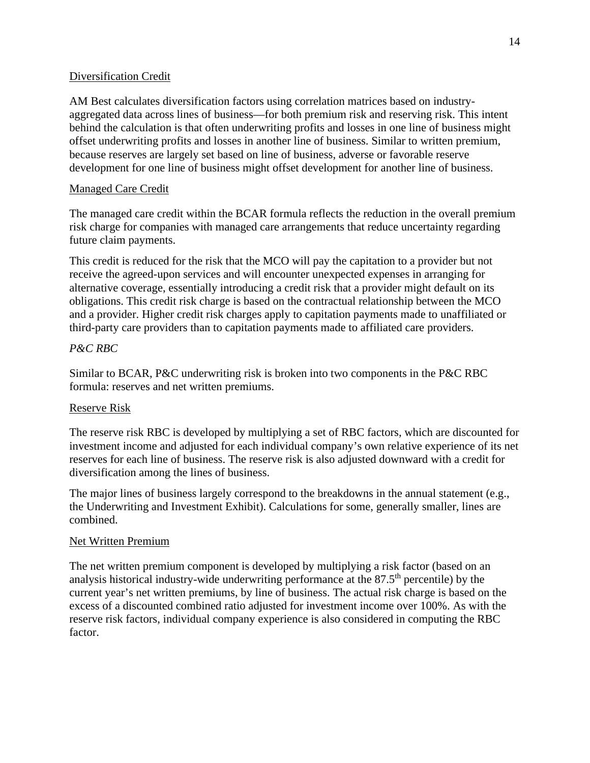<u>Diversification Credit</u>

AM Best calculates diversification factors using correlation matrices based on industry-aggregated data across lines of business—for both premium risk and reserving risk. This intent behind the calculation is that often underwriting profits and losses in one line of business might offset underwriting profits and losses in another line of business. Similar to written premium, because reserves are largely set based on line of business, adverse or favorable reserve development for one line of business might offset development for another line of business.

<u>Managed Care Credit</u>

The managed care credit within the BCAR formula reflects the reduction in the overall premium risk charge for companies with managed care arrangements that reduce uncertainty regarding future claim payments.

This credit is reduced for the risk that the MCO will pay the capitation to a provider but not receive the agreed-upon services and will encounter unexpected expenses in arranging for alternative coverage, essentially introducing a credit risk that a provider might default on its obligations. This credit risk charge is based on the contractual relationship between the MCO and a provider. Higher credit risk charges apply to capitation payments made to unaffiliated or third-party care providers than to capitation payments made to affiliated care providers.

*P&C RBC*

Similar to BCAR, P&C underwriting risk is broken into two components in the P&C RBC formula: reserves and net written premiums.

<u>Reserve Risk</u>

The reserve risk RBC is developed by multiplying a set of RBC factors, which are discounted for investment income and adjusted for each individual company's own relative experience of its net reserves for each line of business. The reserve risk is also adjusted downward with a credit for diversification among the lines of business.

The major lines of business largely correspond to the breakdowns in the annual statement (e.g., the Underwriting and Investment Exhibit). Calculations for some, generally smaller, lines are combined.

<u>Net Written Premium</u>

The net written premium component is developed by multiplying a risk factor (based on an analysis historical industry-wide underwriting performance at the $87.5^{th}$ percentile) by the current year's net written premiums, by line of business. The actual risk charge is based on the excess of a discounted combined ratio adjusted for investment income over 100%. As with the reserve risk factors, individual company experience is also considered in computing the RBC factor.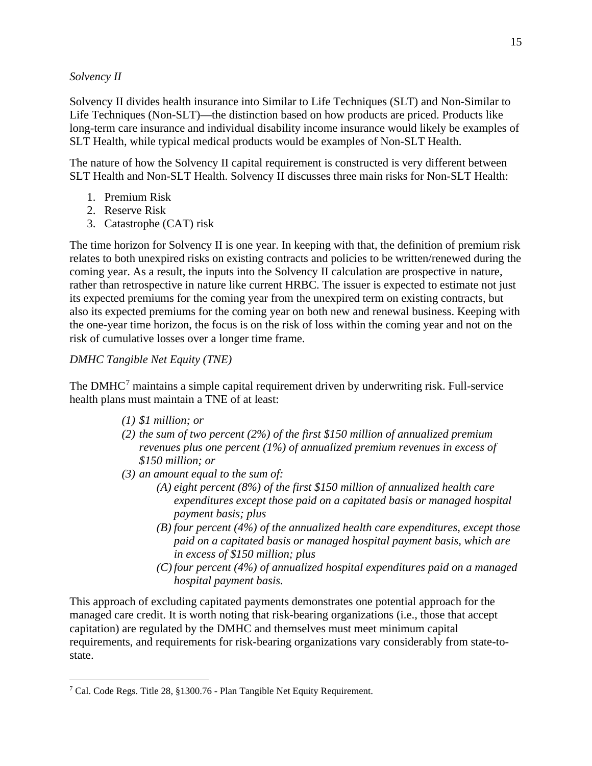*Solvency II*

Solvency II divides health insurance into Similar to Life Techniques (SLT) and Non-Similar to Life Techniques (Non-SLT)—the distinction based on how products are priced. Products like long-term care insurance and individual disability income insurance would likely be examples of SLT Health, while typical medical products would be examples of Non-SLT Health.

The nature of how the Solvency II capital requirement is constructed is very different between SLT Health and Non-SLT Health. Solvency II discusses three main risks for Non-SLT Health:

1. Premium Risk
2. Reserve Risk
3. Catastrophe (CAT) risk

The time horizon for Solvency II is one year. In keeping with that, the definition of premium risk relates to both unexpired risks on existing contracts and policies to be written/renewed during the coming year. As a result, the inputs into the Solvency II calculation are prospective in nature, rather than retrospective in nature like current HRBC. The issuer is expected to estimate not just its expected premiums for the coming year from the unexpired term on existing contracts, but also its expected premiums for the coming year on both new and renewal business. Keeping with the one-year time horizon, the focus is on the risk of loss within the coming year and not on the risk of cumulative losses over a longer time frame.

*DMHC Tangible Net Equity (TNE)*

The DMHC[7] maintains a simple capital requirement driven by underwriting risk. Full-service health plans must maintain a TNE of at least:

> *(1) $1 million; or*
>
> *(2) the sum of two percent (2%) of the first $150 million of annualized premium revenues plus one percent (1%) of annualized premium revenues in excess of $150 million; or*
>
> *(3) an amount equal to the sum of:*
>
> > *(A) eight percent (8%) of the first $150 million of annualized health care expenditures except those paid on a capitated basis or managed hospital payment basis; plus*
> >
> > *(B) four percent (4%) of the annualized health care expenditures, except those paid on a capitated basis or managed hospital payment basis, which are in excess of $150 million; plus*
> >
> > *(C) four percent (4%) of annualized hospital expenditures paid on a managed hospital payment basis.*

This approach of excluding capitated payments demonstrates one potential approach for the managed care credit. It is worth noting that risk-bearing organizations (i.e., those that accept capitation) are regulated by the DMHC and themselves must meet minimum capital requirements, and requirements for risk-bearing organizations vary considerably from state-to-state.

---

[7] Cal. Code Regs. Title 28, §1300.76 - Plan Tangible Net Equity Requirement.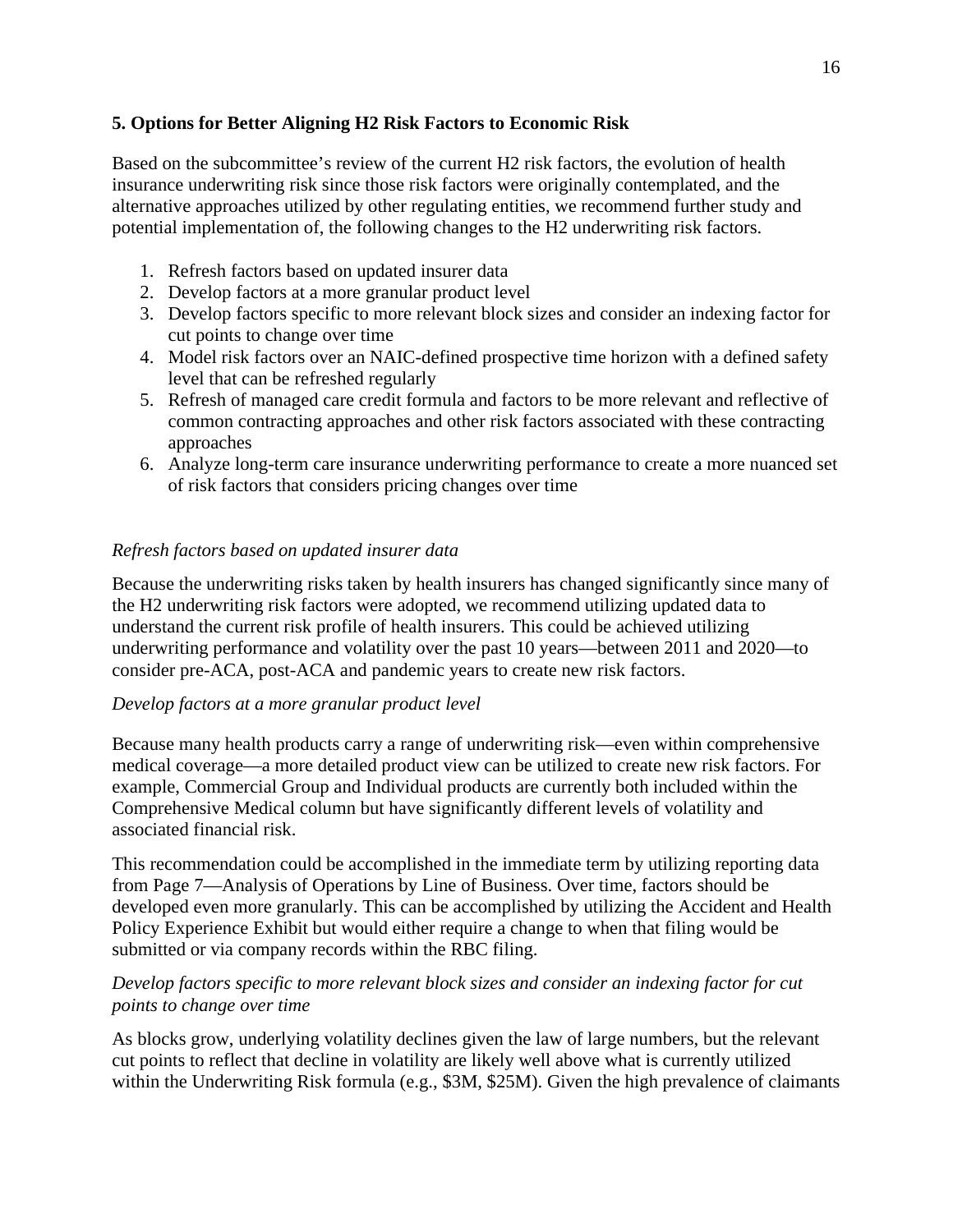## 5. Options for Better Aligning H2 Risk Factors to Economic Risk

Based on the subcommittee's review of the current H2 risk factors, the evolution of health insurance underwriting risk since those risk factors were originally contemplated, and the alternative approaches utilized by other regulating entities, we recommend further study and potential implementation of, the following changes to the H2 underwriting risk factors.

1. Refresh factors based on updated insurer data
2. Develop factors at a more granular product level
3. Develop factors specific to more relevant block sizes and consider an indexing factor for cut points to change over time
4. Model risk factors over an NAIC-defined prospective time horizon with a defined safety level that can be refreshed regularly
5. Refresh of managed care credit formula and factors to be more relevant and reflective of common contracting approaches and other risk factors associated with these contracting approaches
6. Analyze long-term care insurance underwriting performance to create a more nuanced set of risk factors that considers pricing changes over time

*Refresh factors based on updated insurer data*

Because the underwriting risks taken by health insurers has changed significantly since many of the H2 underwriting risk factors were adopted, we recommend utilizing updated data to understand the current risk profile of health insurers. This could be achieved utilizing underwriting performance and volatility over the past 10 years—between 2011 and 2020—to consider pre-ACA, post-ACA and pandemic years to create new risk factors.

*Develop factors at a more granular product level*

Because many health products carry a range of underwriting risk—even within comprehensive medical coverage—a more detailed product view can be utilized to create new risk factors. For example, Commercial Group and Individual products are currently both included within the Comprehensive Medical column but have significantly different levels of volatility and associated financial risk.

This recommendation could be accomplished in the immediate term by utilizing reporting data from Page 7—Analysis of Operations by Line of Business. Over time, factors should be developed even more granularly. This can be accomplished by utilizing the Accident and Health Policy Experience Exhibit but would either require a change to when that filing would be submitted or via company records within the RBC filing.

*Develop factors specific to more relevant block sizes and consider an indexing factor for cut points to change over time*

As blocks grow, underlying volatility declines given the law of large numbers, but the relevant cut points to reflect that decline in volatility are likely well above what is currently utilized within the Underwriting Risk formula (e.g., $3M, $25M). Given the high prevalence of claimants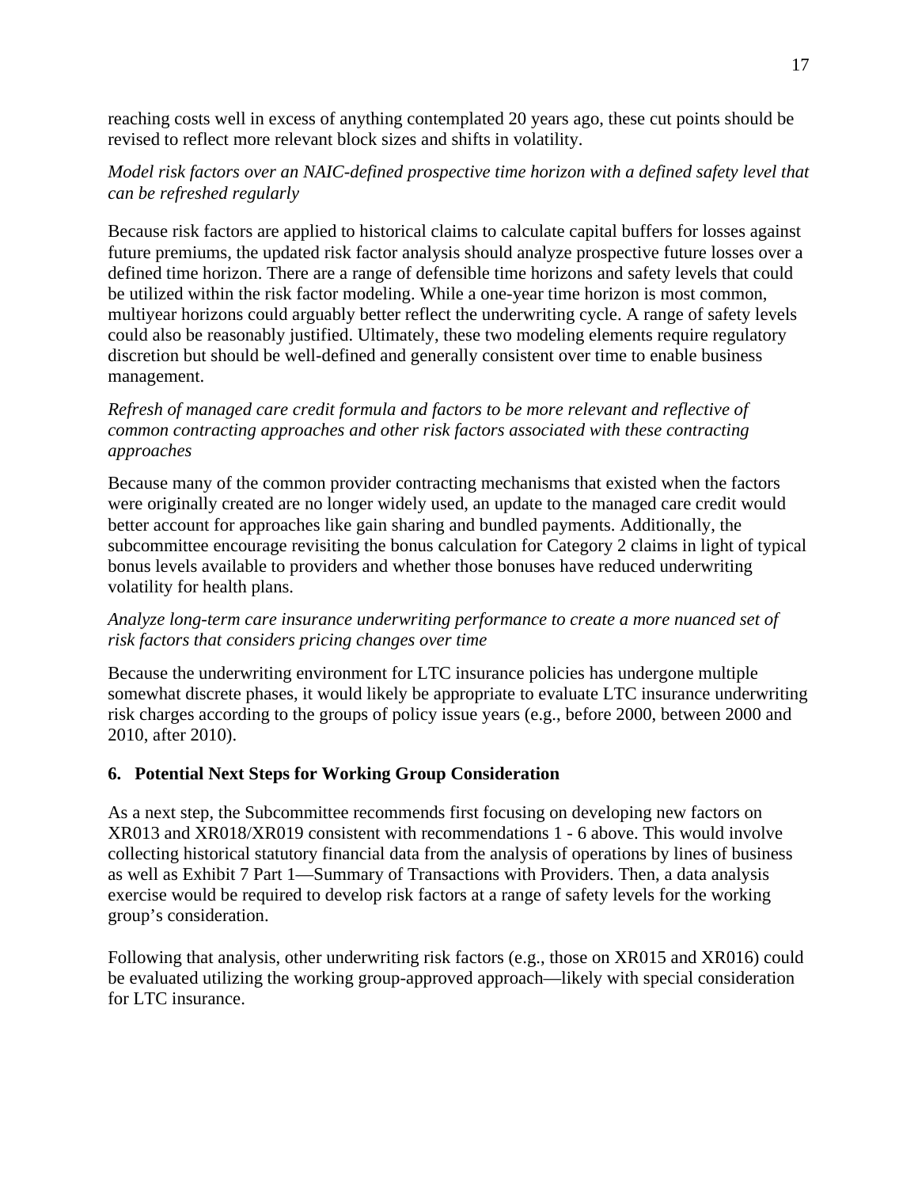reaching costs well in excess of anything contemplated 20 years ago, these cut points should be revised to reflect more relevant block sizes and shifts in volatility.

*Model risk factors over an NAIC-defined prospective time horizon with a defined safety level that can be refreshed regularly*

Because risk factors are applied to historical claims to calculate capital buffers for losses against future premiums, the updated risk factor analysis should analyze prospective future losses over a defined time horizon. There are a range of defensible time horizons and safety levels that could be utilized within the risk factor modeling. While a one-year time horizon is most common, multiyear horizons could arguably better reflect the underwriting cycle. A range of safety levels could also be reasonably justified. Ultimately, these two modeling elements require regulatory discretion but should be well-defined and generally consistent over time to enable business management.

*Refresh of managed care credit formula and factors to be more relevant and reflective of common contracting approaches and other risk factors associated with these contracting approaches*

Because many of the common provider contracting mechanisms that existed when the factors were originally created are no longer widely used, an update to the managed care credit would better account for approaches like gain sharing and bundled payments. Additionally, the subcommittee encourage revisiting the bonus calculation for Category 2 claims in light of typical bonus levels available to providers and whether those bonuses have reduced underwriting volatility for health plans.

*Analyze long-term care insurance underwriting performance to create a more nuanced set of risk factors that considers pricing changes over time*

Because the underwriting environment for LTC insurance policies has undergone multiple somewhat discrete phases, it would likely be appropriate to evaluate LTC insurance underwriting risk charges according to the groups of policy issue years (e.g., before 2000, between 2000 and 2010, after 2010).

## 6. Potential Next Steps for Working Group Consideration

As a next step, the Subcommittee recommends first focusing on developing new factors on XR013 and XR018/XR019 consistent with recommendations 1 - 6 above. This would involve collecting historical statutory financial data from the analysis of operations by lines of business as well as Exhibit 7 Part 1—Summary of Transactions with Providers. Then, a data analysis exercise would be required to develop risk factors at a range of safety levels for the working group's consideration.

Following that analysis, other underwriting risk factors (e.g., those on XR015 and XR016) could be evaluated utilizing the working group-approved approach—likely with special consideration for LTC insurance.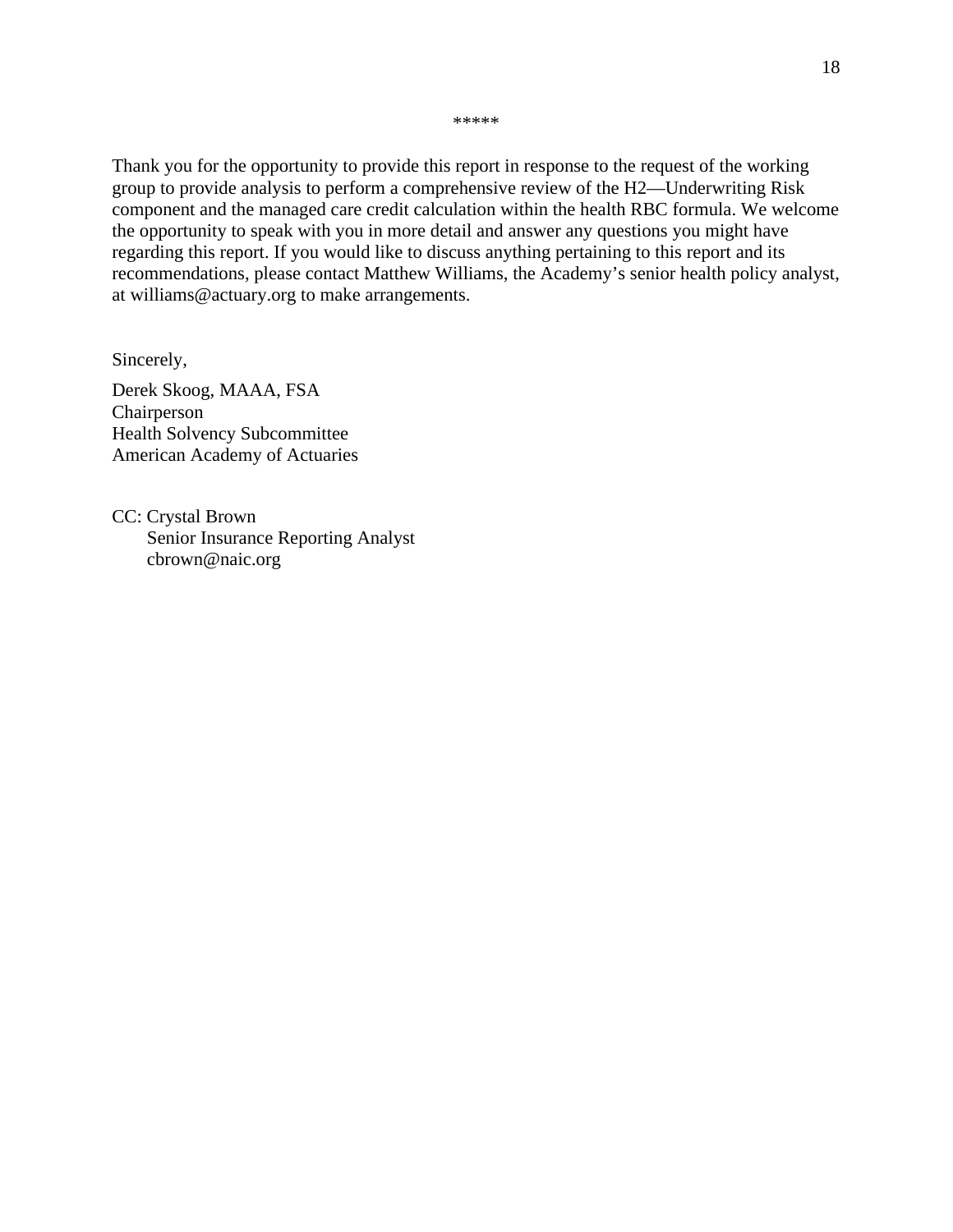*****

Thank you for the opportunity to provide this report in response to the request of the working group to provide analysis to perform a comprehensive review of the H2—Underwriting Risk component and the managed care credit calculation within the health RBC formula. We welcome the opportunity to speak with you in more detail and answer any questions you might have regarding this report. If you would like to discuss anything pertaining to this report and its recommendations, please contact Matthew Williams, the Academy's senior health policy analyst, at williams@actuary.org to make arrangements.

Sincerely,

Derek Skoog, MAAA, FSA
Chairperson
Health Solvency Subcommittee
American Academy of Actuaries

CC: Crystal Brown
Senior Insurance Reporting Analyst
cbrown@naic.org